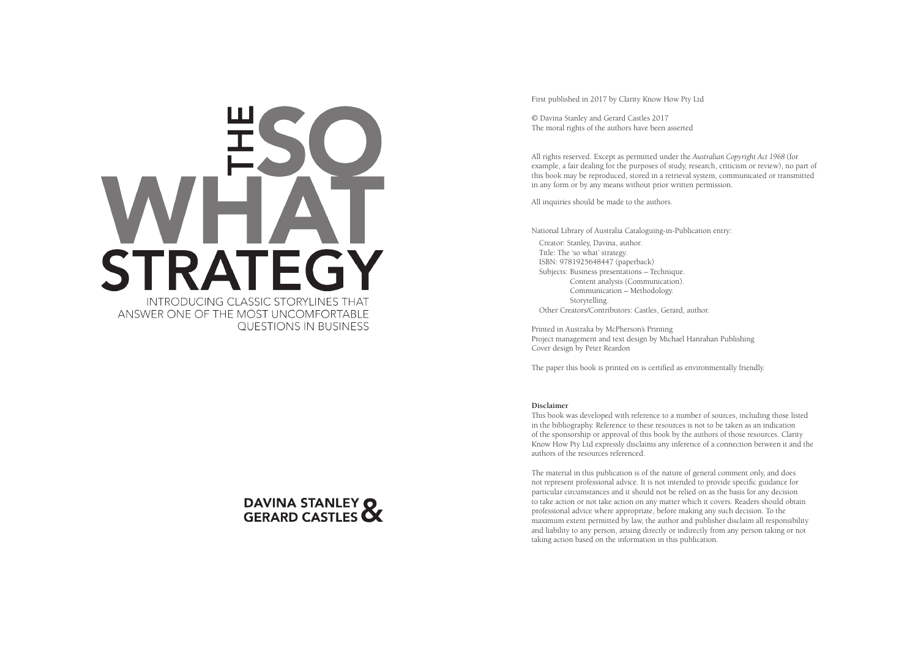# THE SO WHAT STRATEGY

INTRODUCING CLASSIC STORYLINES THAT ANSWER ONE OF THE MOST UNCOMFORTABLE QUESTIONS IN BUSINESS

**DAVINA STANLEY & GERARD CASTLES**

First published in 2017 by Clarity Know How Pty Ltd

© Davina Stanley and Gerard Castles 2017
The moral rights of the authors have been asserted

All rights reserved. Except as permitted under the *Australian Copyright Act 1968* (for example, a fair dealing for the purposes of study, research, criticism or review), no part of this book may be reproduced, stored in a retrieval system, communicated or transmitted in any form or by any means without prior written permission.

All inquiries should be made to the authors.

National Library of Australia Cataloguing-in-Publication entry:

Creator: Stanley, Davina, author.
Title: The 'so what' strategy.
ISBN: 9781925648447 (paperback)
Subjects: Business presentations – Technique.
Content analysis (Communication).
Communication – Methodology.
Storytelling.
Other Creators/Contributors: Castles, Gerard, author.

Printed in Australia by McPherson's Printing
Project management and text design by Michael Hanrahan Publishing
Cover design by Peter Reardon

The paper this book is printed on is certified as environmentally friendly.

**Disclaimer**
This book was developed with reference to a number of sources, including those listed in the bibliography. Reference to these resources is not to be taken as an indication of the sponsorship or approval of this book by the authors of those resources. Clarity Know How Pty Ltd expressly disclaims any inference of a connection between it and the authors of the resources referenced.

The material in this publication is of the nature of general comment only, and does not represent professional advice. It is not intended to provide specific guidance for particular circumstances and it should not be relied on as the basis for any decision to take action or not take action on any matter which it covers. Readers should obtain professional advice where appropriate, before making any such decision. To the maximum extent permitted by law, the author and publisher disclaim all responsibility and liability to any person, arising directly or indirectly from any person taking or not taking action based on the information in this publication.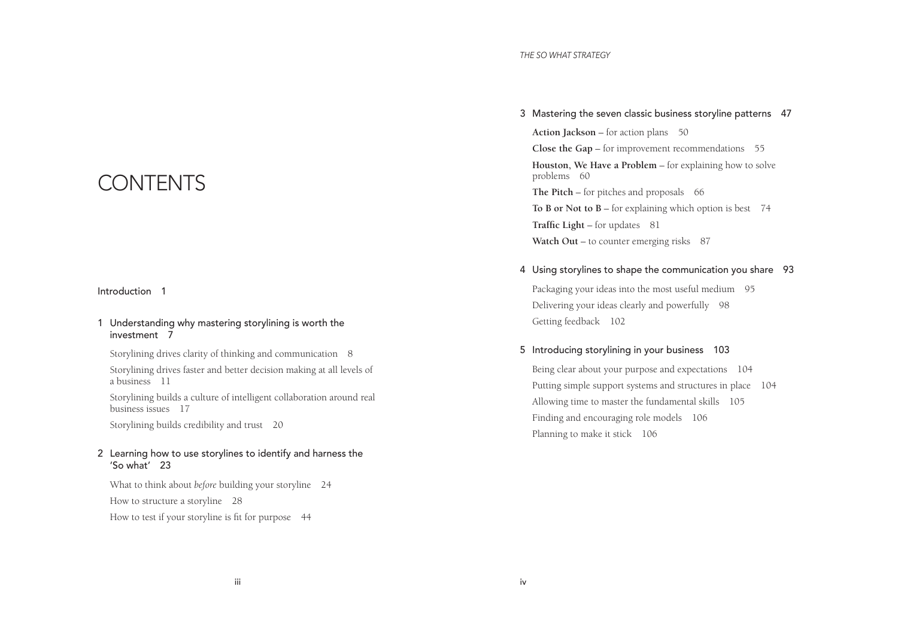# CONTENTS

Introduction 1

1 Understanding why mastering storylining is worth the investment 7

- Storylining drives clarity of thinking and communication 8
- Storylining drives faster and better decision making at all levels of a business 11
- Storylining builds a culture of intelligent collaboration around real business issues 17
- Storylining builds credibility and trust 20

2 Learning how to use storylines to identify and harness the 'So what' 23

- What to think about *before* building your storyline 24
- How to structure a storyline 28
- How to test if your storyline is fit for purpose 44

3 Mastering the seven classic business storyline patterns 47

- **Action Jackson** – for action plans 50
- **Close the Gap** – for improvement recommendations 55
- **Houston, We Have a Problem** – for explaining how to solve problems 60
- **The Pitch** – for pitches and proposals 66
- **To B or Not to B** – for explaining which option is best 74
- **Traffic Light** – for updates 81
- **Watch Out** – to counter emerging risks 87

4 Using storylines to shape the communication you share 93

- Packaging your ideas into the most useful medium 95
- Delivering your ideas clearly and powerfully 98
- Getting feedback 102

5 Introducing storylining in your business 103

- Being clear about your purpose and expectations 104
- Putting simple support systems and structures in place 104
- Allowing time to master the fundamental skills 105
- Finding and encouraging role models 106
- Planning to make it stick 106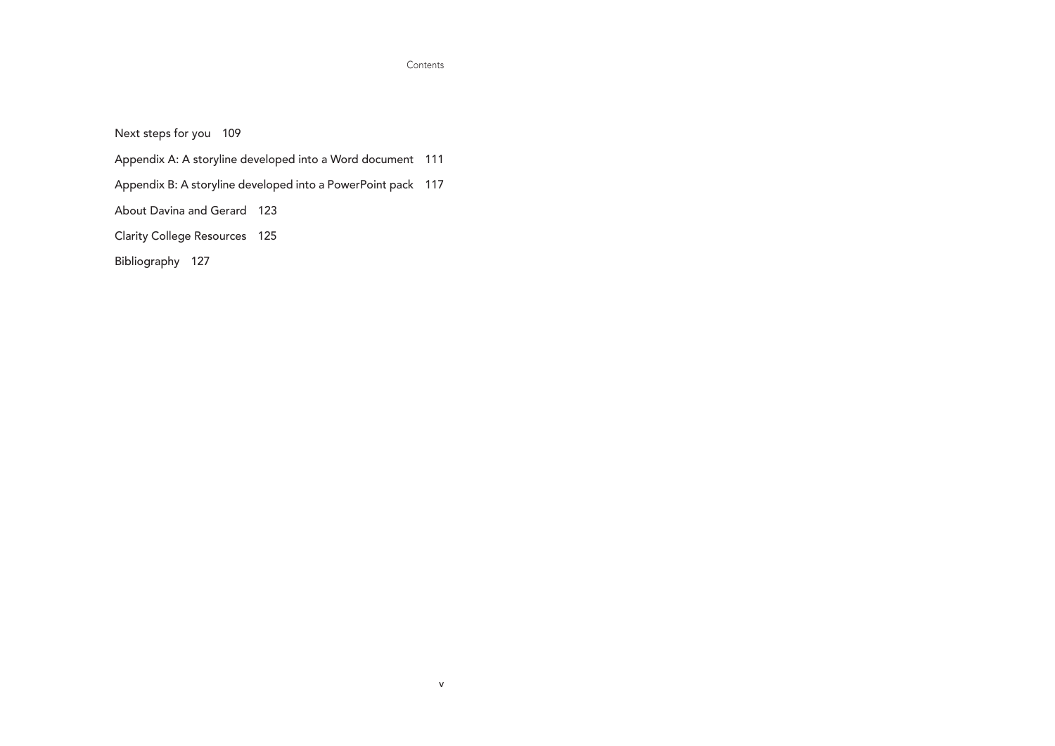Next steps for you 109

Appendix A: A storyline developed into a Word document 111

Appendix B: A storyline developed into a PowerPoint pack 117

About Davina and Gerard 123

Clarity College Resources 125

Bibliography 127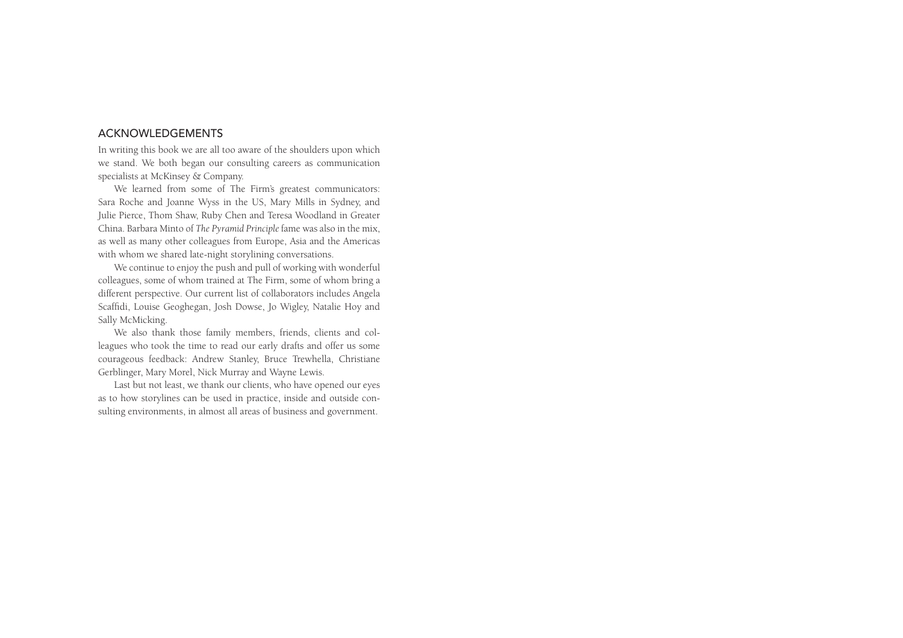## ACKNOWLEDGEMENTS

In writing this book we are all too aware of the shoulders upon which we stand. We both began our consulting careers as communication specialists at McKinsey & Company.

We learned from some of The Firm's greatest communicators: Sara Roche and Joanne Wyss in the US, Mary Mills in Sydney, and Julie Pierce, Thom Shaw, Ruby Chen and Teresa Woodland in Greater China. Barbara Minto of *The Pyramid Principle* fame was also in the mix, as well as many other colleagues from Europe, Asia and the Americas with whom we shared late-night storylining conversations.

We continue to enjoy the push and pull of working with wonderful colleagues, some of whom trained at The Firm, some of whom bring a different perspective. Our current list of collaborators includes Angela Scaffidi, Louise Geoghegan, Josh Dowse, Jo Wigley, Natalie Hoy and Sally McMicking.

We also thank those family members, friends, clients and colleagues who took the time to read our early drafts and offer us some courageous feedback: Andrew Stanley, Bruce Trewhella, Christiane Gerblinger, Mary Morel, Nick Murray and Wayne Lewis.

Last but not least, we thank our clients, who have opened our eyes as to how storylines can be used in practice, inside and outside consulting environments, in almost all areas of business and government.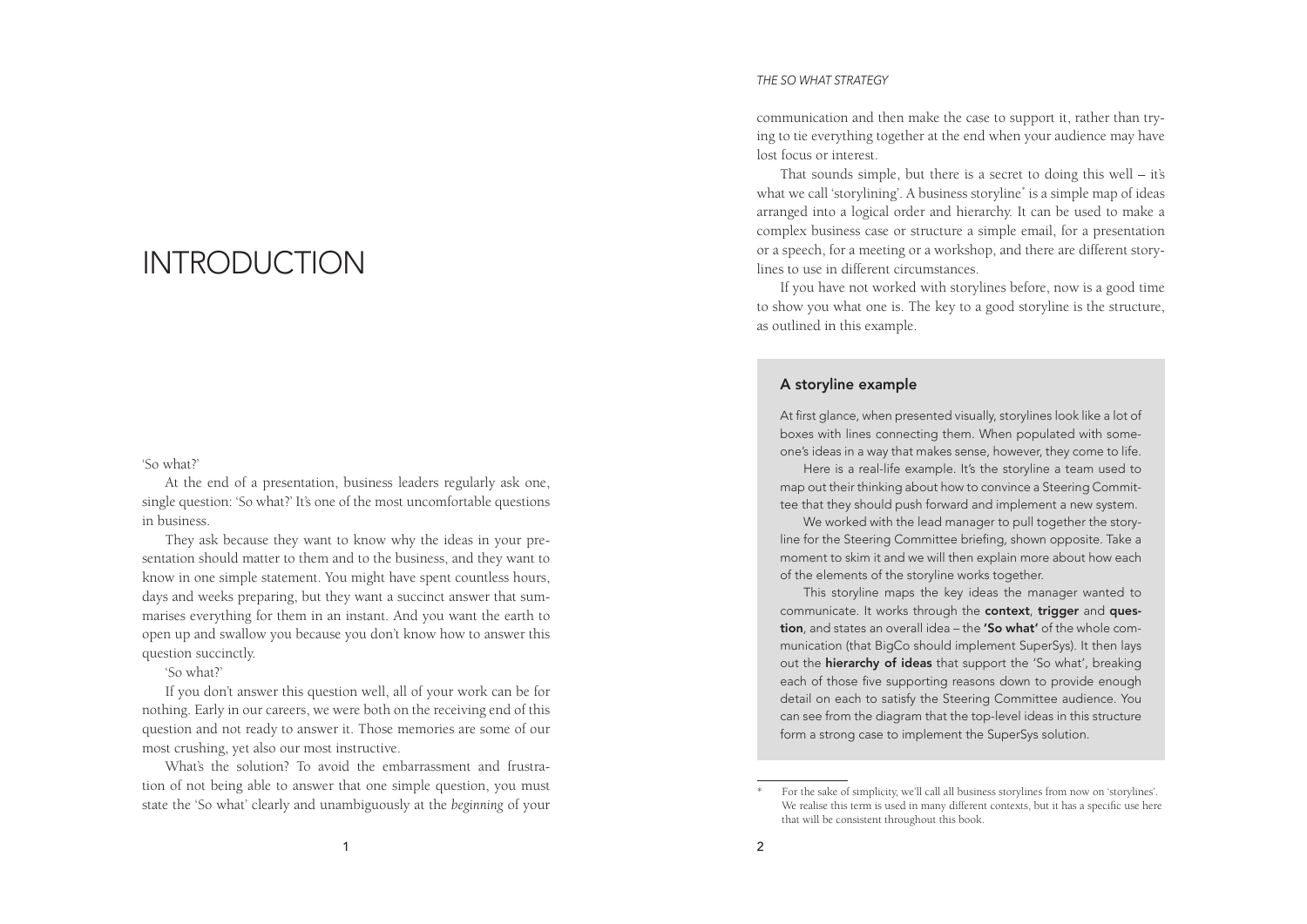# INTRODUCTION

'So what?'

At the end of a presentation, business leaders regularly ask one, single question: 'So what?' It's one of the most uncomfortable questions in business.

They ask because they want to know why the ideas in your presentation should matter to them and to the business, and they want to know in one simple statement. You might have spent countless hours, days and weeks preparing, but they want a succinct answer that summarises everything for them in an instant. And you want the earth to open up and swallow you because you don't know how to answer this question succinctly.

'So what?'

If you don't answer this question well, all of your work can be for nothing. Early in our careers, we were both on the receiving end of this question and not ready to answer it. Those memories are some of our most crushing, yet also our most instructive.

What's the solution? To avoid the embarrassment and frustration of not being able to answer that one simple question, you must state the 'So what' clearly and unambiguously at the *beginning* of your communication and then make the case to support it, rather than trying to tie everything together at the end when your audience may have lost focus or interest.

That sounds simple, but there is a secret to doing this well – it's what we call 'storylining'. A business storyline* is a simple map of ideas arranged into a logical order and hierarchy. It can be used to make a complex business case or structure a simple email, for a presentation or a speech, for a meeting or a workshop, and there are different storylines to use in different circumstances.

If you have not worked with storylines before, now is a good time to show you what one is. The key to a good storyline is the structure, as outlined in this example.

### A storyline example

At first glance, when presented visually, storylines look like a lot of boxes with lines connecting them. When populated with someone's ideas in a way that makes sense, however, they come to life.

Here is a real-life example. It's the storyline a team used to map out their thinking about how to convince a Steering Committee that they should push forward and implement a new system.

We worked with the lead manager to pull together the storyline for the Steering Committee briefing, shown opposite. Take a moment to skim it and we will then explain more about how each of the elements of the storyline works together.

This storyline maps the key ideas the manager wanted to communicate. It works through the **context**, **trigger** and **question**, and states an overall idea – the **'So what'** of the whole communication (that BigCo should implement SuperSys). It then lays out the **hierarchy of ideas** that support the 'So what', breaking each of those five supporting reasons down to provide enough detail on each to satisfy the Steering Committee audience. You can see from the diagram that the top-level ideas in this structure form a strong case to implement the SuperSys solution.

---

\* For the sake of simplicity, we'll call all business storylines from now on 'storylines'. We realise this term is used in many different contexts, but it has a specific use here that will be consistent throughout this book.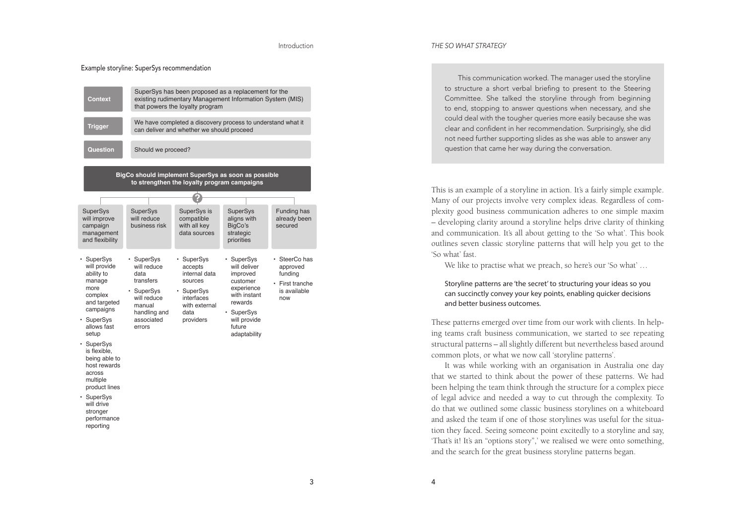Example storyline: SuperSys recommendation

| | |
|---|---|
| **Context** | SuperSys has been proposed as a replacement for the existing rudimentary Management Information System (MIS) that powers the loyalty program |
| **Trigger** | We have completed a discovery process to understand what it can deliver and whether we should proceed |
| **Question** | Should we proceed? |

**BigCo should implement SuperSys as soon as possible to strengthen the loyalty program campaigns**

| SuperSys will improve campaign management and flexibility | SuperSys will reduce business risk | SuperSys is compatible with all key data sources | SuperSys aligns with BigCo's strategic priorities | Funding has already been secured |
|---|---|---|---|---|
| • SuperSys will provide ability to manage more complex and targeted campaigns<br>• SuperSys allows fast setup<br>• SuperSys is flexible, being able to host rewards across multiple product lines<br>• SuperSys will drive stronger performance reporting | • SuperSys will reduce data transfers<br>• SuperSys will reduce manual handling and associated errors | • SuperSys accepts internal data sources<br>• SuperSys interfaces with external data providers | • SuperSys will deliver improved customer experience with instant rewards<br>• SuperSys will provide future adaptability | • SteerCo has approved funding<br>• First tranche is available now |

> This communication worked. The manager used the storyline to structure a short verbal briefing to present to the Steering Committee. She talked the storyline through from beginning to end, stopping to answer questions when necessary, and she could deal with the tougher queries more easily because she was clear and confident in her recommendation. Surprisingly, she did not need further supporting slides as she was able to answer any question that came her way during the conversation.

This is an example of a storyline in action. It's a fairly simple example. Many of our projects involve very complex ideas. Regardless of complexity good business communication adheres to one simple maxim – developing clarity around a storyline helps drive clarity of thinking and communication. It's all about getting to the 'So what'. This book outlines seven classic storyline patterns that will help you get to the 'So what' fast.

We like to practise what we preach, so here's our 'So what' …

Storyline patterns are 'the secret' to structuring your ideas so you can succinctly convey your key points, enabling quicker decisions and better business outcomes.

These patterns emerged over time from our work with clients. In helping teams craft business communication, we started to see repeating structural patterns – all slightly different but nevertheless based around common plots, or what we now call 'storyline patterns'.

It was while working with an organisation in Australia one day that we started to think about the power of these patterns. We had been helping the team think through the structure for a complex piece of legal advice and needed a way to cut through the complexity. To do that we outlined some classic business storylines on a whiteboard and asked the team if one of those storylines was useful for the situation they faced. Seeing someone point excitedly to a storyline and say, 'That's it! It's an "options story",' we realised we were onto something, and the search for the great business storyline patterns began.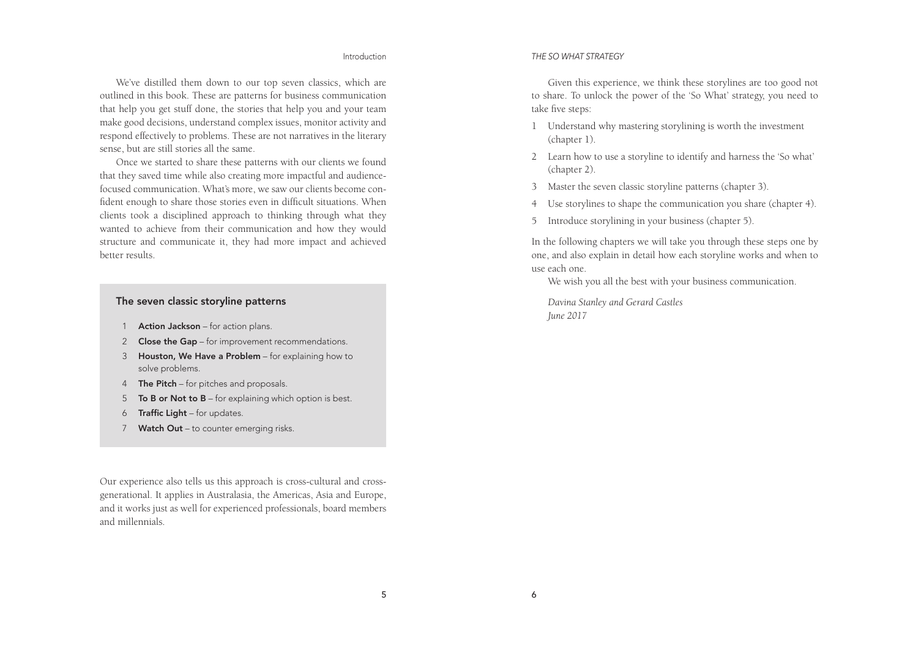We've distilled them down to our top seven classics, which are outlined in this book. These are patterns for business communication that help you get stuff done, the stories that help you and your team make good decisions, understand complex issues, monitor activity and respond effectively to problems. These are not narratives in the literary sense, but are still stories all the same.

Once we started to share these patterns with our clients we found that they saved time while also creating more impactful and audience-focused communication. What's more, we saw our clients become confident enough to share those stories even in difficult situations. When clients took a disciplined approach to thinking through what they wanted to achieve from their communication and how they would structure and communicate it, they had more impact and achieved better results.

### The seven classic storyline patterns

1. **Action Jackson** – for action plans.
2. **Close the Gap** – for improvement recommendations.
3. **Houston, We Have a Problem** – for explaining how to solve problems.
4. **The Pitch** – for pitches and proposals.
5. **To B or Not to B** – for explaining which option is best.
6. **Traffic Light** – for updates.
7. **Watch Out** – to counter emerging risks.

Our experience also tells us this approach is cross-cultural and cross-generational. It applies in Australasia, the Americas, Asia and Europe, and it works just as well for experienced professionals, board members and millennials.

Given this experience, we think these storylines are too good not to share. To unlock the power of the 'So What' strategy, you need to take five steps:

1. Understand why mastering storylining is worth the investment (chapter 1).
2. Learn how to use a storyline to identify and harness the 'So what' (chapter 2).
3. Master the seven classic storyline patterns (chapter 3).
4. Use storylines to shape the communication you share (chapter 4).
5. Introduce storylining in your business (chapter 5).

In the following chapters we will take you through these steps one by one, and also explain in detail how each storyline works and when to use each one.

We wish you all the best with your business communication.

*Davina Stanley and Gerard Castles*
*June 2017*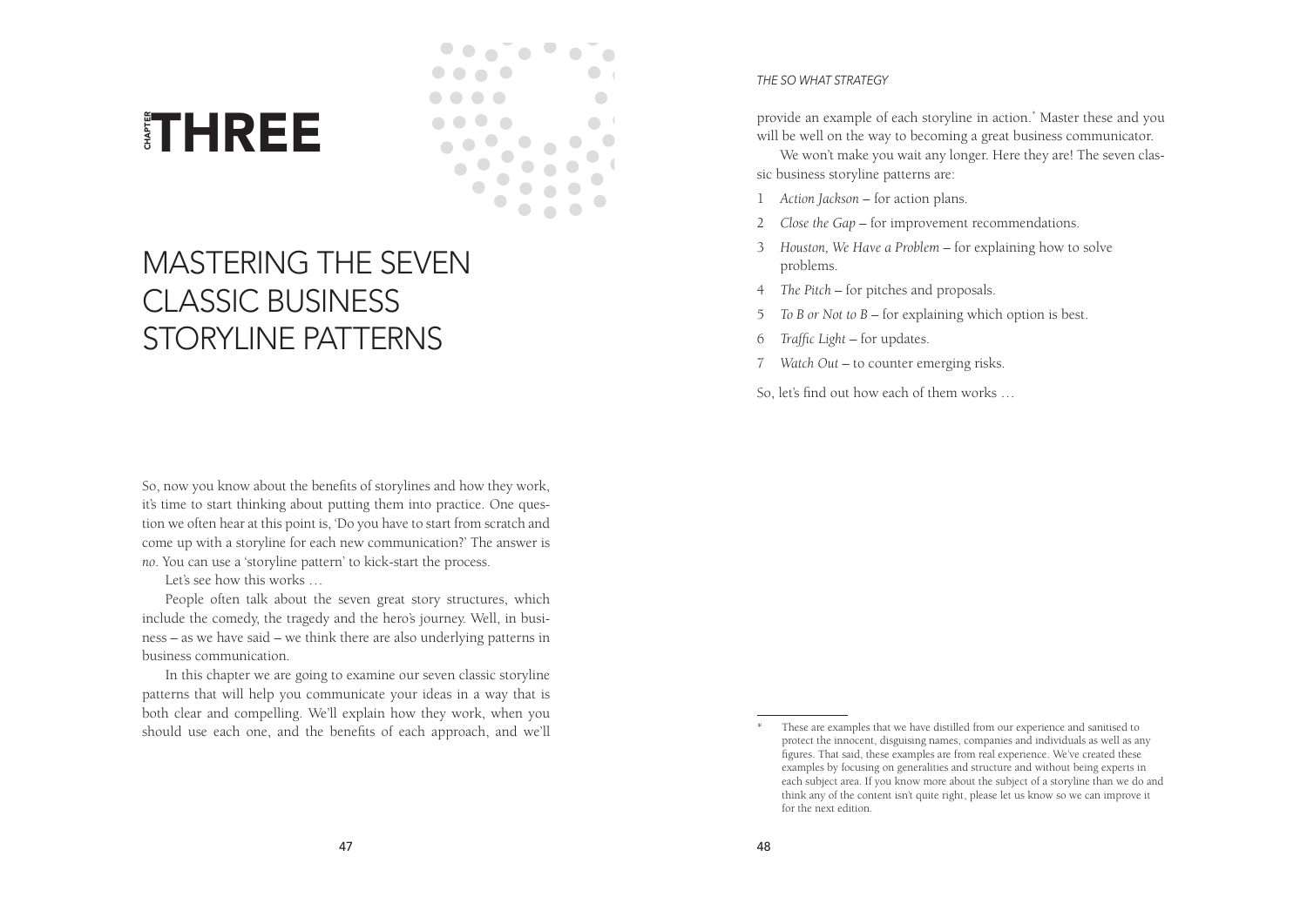# CHAPTER THREE

## MASTERING THE SEVEN CLASSIC BUSINESS STORYLINE PATTERNS

So, now you know about the benefits of storylines and how they work, it's time to start thinking about putting them into practice. One question we often hear at this point is, 'Do you have to start from scratch and come up with a storyline for each new communication?' The answer is *no*. You can use a 'storyline pattern' to kick-start the process.

Let's see how this works …

People often talk about the seven great story structures, which include the comedy, the tragedy and the hero's journey. Well, in business – as we have said – we think there are also underlying patterns in business communication.

In this chapter we are going to examine our seven classic storyline patterns that will help you communicate your ideas in a way that is both clear and compelling. We'll explain how they work, when you should use each one, and the benefits of each approach, and we'll provide an example of each storyline in action.* Master these and you will be well on the way to becoming a great business communicator.

We won't make you wait any longer. Here they are! The seven classic business storyline patterns are:

1. *Action Jackson* – for action plans.
2. *Close the Gap* – for improvement recommendations.
3. *Houston, We Have a Problem* – for explaining how to solve problems.
4. *The Pitch* – for pitches and proposals.
5. *To B or Not to B* – for explaining which option is best.
6. *Traffic Light* – for updates.
7. *Watch Out* – to counter emerging risks.

So, let's find out how each of them works …

---

\* These are examples that we have distilled from our experience and sanitised to protect the innocent, disguising names, companies and individuals as well as any figures. That said, these examples are from real experience. We've created these examples by focusing on generalities and structure and without being experts in each subject area. If you know more about the subject of a storyline than we do and think any of the content isn't quite right, please let us know so we can improve it for the next edition.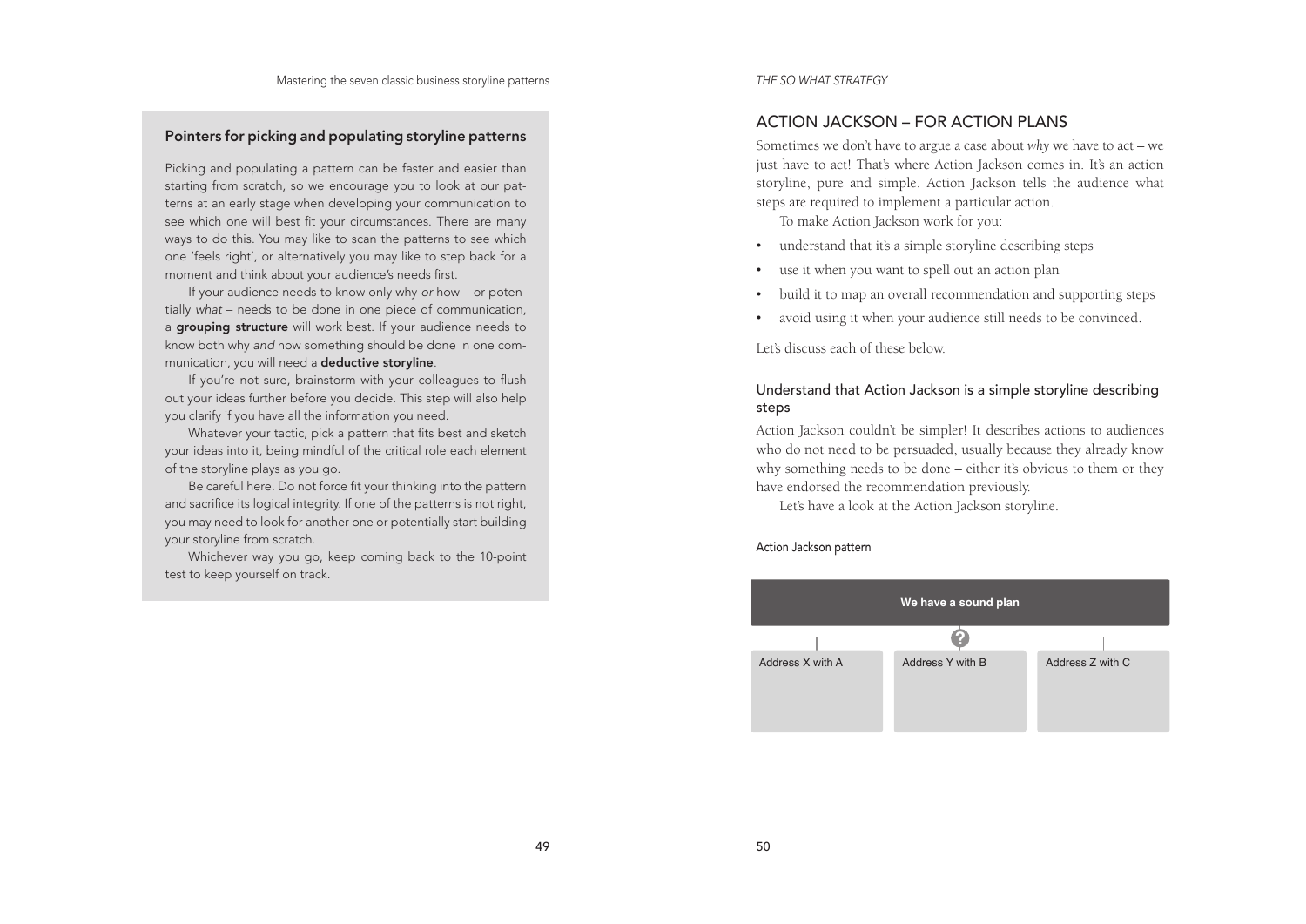## Pointers for picking and populating storyline patterns

Picking and populating a pattern can be faster and easier than starting from scratch, so we encourage you to look at our patterns at an early stage when developing your communication to see which one will best fit your circumstances. There are many ways to do this. You may like to scan the patterns to see which one 'feels right', or alternatively you may like to step back for a moment and think about your audience's needs first.

If your audience needs to know only why *or* how – or potentially *what* – needs to be done in one piece of communication, a **grouping structure** will work best. If your audience needs to know both why *and* how something should be done in one communication, you will need a **deductive storyline**.

If you're not sure, brainstorm with your colleagues to flush out your ideas further before you decide. This step will also help you clarify if you have all the information you need.

Whatever your tactic, pick a pattern that fits best and sketch your ideas into it, being mindful of the critical role each element of the storyline plays as you go.

Be careful here. Do not force fit your thinking into the pattern and sacrifice its logical integrity. If one of the patterns is not right, you may need to look for another one or potentially start building your storyline from scratch.

Whichever way you go, keep coming back to the 10-point test to keep yourself on track.

## ACTION JACKSON – FOR ACTION PLANS

Sometimes we don't have to argue a case about *why* we have to act – we just have to act! That's where Action Jackson comes in. It's an action storyline, pure and simple. Action Jackson tells the audience what steps are required to implement a particular action.

To make Action Jackson work for you:

- understand that it's a simple storyline describing steps
- use it when you want to spell out an action plan
- build it to map an overall recommendation and supporting steps
- avoid using it when your audience still needs to be convinced.

Let's discuss each of these below.

### Understand that Action Jackson is a simple storyline describing steps

Action Jackson couldn't be simpler! It describes actions to audiences who do not need to be persuaded, usually because they already know why something needs to be done – either it's obvious to them or they have endorsed the recommendation previously.

Let's have a look at the Action Jackson storyline.

Action Jackson pattern

**We have a sound plan**

?

| Address X with A | Address Y with B | Address Z with C |
|---|---|---|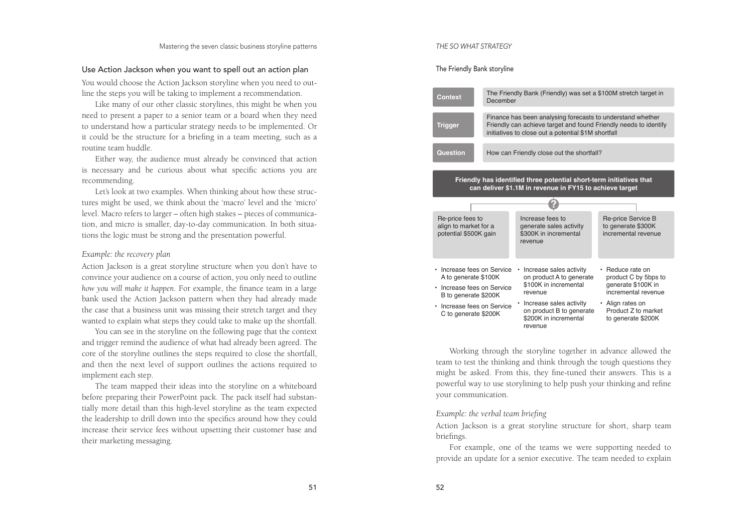## Use Action Jackson when you want to spell out an action plan

You would choose the Action Jackson storyline when you need to outline the steps you will be taking to implement a recommendation.

Like many of our other classic storylines, this might be when you need to present a paper to a senior team or a board when they need to understand how a particular strategy needs to be implemented. Or it could be the structure for a briefing in a team meeting, such as a routine team huddle.

Either way, the audience must already be convinced that action is necessary and be curious about what specific actions you are recommending.

Let's look at two examples. When thinking about how these structures might be used, we think about the 'macro' level and the 'micro' level. Macro refers to larger – often high stakes – pieces of communication, and micro is smaller, day-to-day communication. In both situations the logic must be strong and the presentation powerful.

### *Example: the recovery plan*

Action Jackson is a great storyline structure when you don't have to convince your audience on a course of action, you only need to outline *how you will make it happen*. For example, the finance team in a large bank used the Action Jackson pattern when they had already made the case that a business unit was missing their stretch target and they wanted to explain what steps they could take to make up the shortfall.

You can see in the storyline on the following page that the context and trigger remind the audience of what had already been agreed. The core of the storyline outlines the steps required to close the shortfall, and then the next level of support outlines the actions required to implement each step.

The team mapped their ideas into the storyline on a whiteboard before preparing their PowerPoint pack. The pack itself had substantially more detail than this high-level storyline as the team expected the leadership to drill down into the specifics around how they could increase their service fees without upsetting their customer base and their marketing messaging.

**The Friendly Bank storyline**

| | |
|---|---|
| **Context** | The Friendly Bank (Friendly) was set a $100M stretch target in December |
| **Trigger** | Finance has been analysing forecasts to understand whether Friendly can achieve target and found Friendly needs to identify initiatives to close out a potential $1M shortfall |
| **Question** | How can Friendly close out the shortfall? |

**Friendly has identified three potential short-term initiatives that can deliver $1.1M in revenue in FY15 to achieve target**

| Re-price fees to align to market for a potential $500K gain | Increase fees to generate sales activity $300K in incremental revenue | Re-price Service B to generate $300K incremental revenue |
|---|---|---|
| • Increase fees on Service A to generate $100K<br>• Increase fees on Service B to generate $200K<br>• Increase fees on Service C to generate $200K | • Increase sales activity on product A to generate $100K in incremental revenue<br>• Increase sales activity on product B to generate $200K in incremental revenue | • Reduce rate on product C by 5bps to generate $100K in incremental revenue<br>• Align rates on Product Z to market to generate $200K |

Working through the storyline together in advance allowed the team to test the thinking and think through the tough questions they might be asked. From this, they fine-tuned their answers. This is a powerful way to use storylining to help push your thinking and refine your communication.

### *Example: the verbal team briefing*

Action Jackson is a great storyline structure for short, sharp team briefings.

For example, one of the teams we were supporting needed to provide an update for a senior executive. The team needed to explain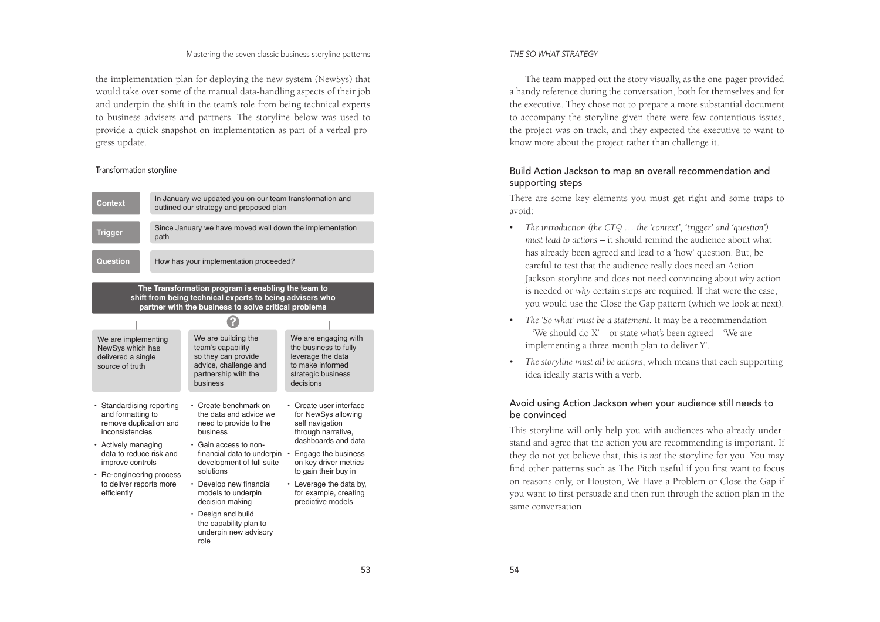the implementation plan for deploying the new system (NewSys) that would take over some of the manual data-handling aspects of their job and underpin the shift in the team's role from being technical experts to business advisers and partners. The storyline below was used to provide a quick snapshot on implementation as part of a verbal progress update.

Transformation storyline

| | |
|---|---|
| **Context** | In January we updated you on our team transformation and outlined our strategy and proposed plan |
| **Trigger** | Since January we have moved well down the implementation path |
| **Question** | How has your implementation proceeded? |

**The Transformation program is enabling the team to shift from being technical experts to being advisers who partner with the business to solve critical problems**

| We are implementing NewSys which has delivered a single source of truth | We are building the team's capability so they can provide advice, challenge and partnership with the business | We are engaging with the business to fully leverage the data to make informed strategic business decisions |
|---|---|---|
| • Standardising reporting and formatting to remove duplication and inconsistencies<br>• Actively managing data to reduce risk and improve controls<br>• Re-engineering process to deliver reports more efficiently | • Create benchmark on the data and advice we need to provide to the business<br>• Gain access to non-financial data to underpin development of full suite solutions<br>• Develop new financial models to underpin decision making<br>• Design and build the capability plan to underpin new advisory role | • Create user interface for NewSys allowing self navigation through narrative, dashboards and data<br>• Engage the business on key driver metrics to gain their buy in<br>• Leverage the data by, for example, creating predictive models |

The team mapped out the story visually, as the one-pager provided a handy reference during the conversation, both for themselves and for the executive. They chose not to prepare a more substantial document to accompany the storyline given there were few contentious issues, the project was on track, and they expected the executive to want to know more about the project rather than challenge it.

## Build Action Jackson to map an overall recommendation and supporting steps

There are some key elements you must get right and some traps to avoid:

- *The introduction (the CTQ … the 'context', 'trigger' and 'question') must lead to actions* – it should remind the audience about what has already been agreed and lead to a 'how' question. But, be careful to test that the audience really does need an Action Jackson storyline and does not need convincing about *why* action is needed or *why* certain steps are required. If that were the case, you would use the Close the Gap pattern (which we look at next).
- *The 'So what' must be a statement.* It may be a recommendation – 'We should do X' – or state what's been agreed – 'We are implementing a three-month plan to deliver Y'.
- *The storyline must all be actions*, which means that each supporting idea ideally starts with a verb.

## Avoid using Action Jackson when your audience still needs to be convinced

This storyline will only help you with audiences who already understand and agree that the action you are recommending is important. If they do not yet believe that, this is *not* the storyline for you. You may find other patterns such as The Pitch useful if you first want to focus on reasons only, or Houston, We Have a Problem or Close the Gap if you want to first persuade and then run through the action plan in the same conversation.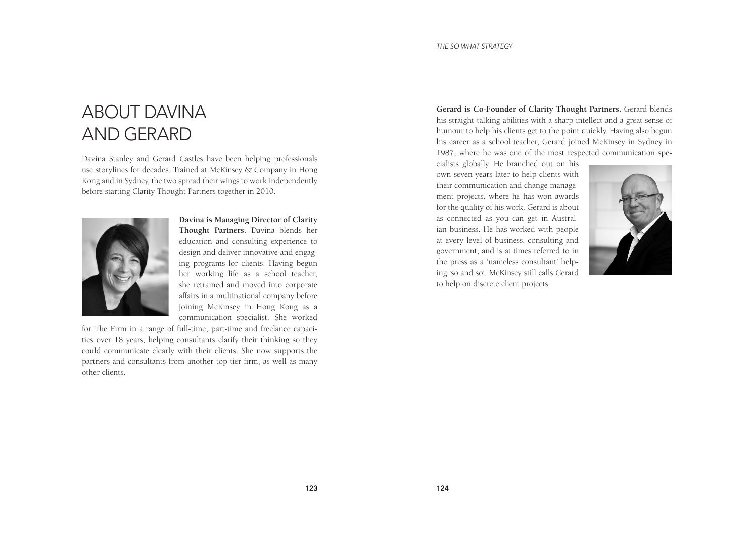# ABOUT DAVINA AND GERARD

Davina Stanley and Gerard Castles have been helping professionals use storylines for decades. Trained at McKinsey & Company in Hong Kong and in Sydney, the two spread their wings to work independently before starting Clarity Thought Partners together in 2010.

**Davina is Managing Director of Clarity Thought Partners.** Davina blends her education and consulting experience to design and deliver innovative and engaging programs for clients. Having begun her working life as a school teacher, she retrained and moved into corporate affairs in a multinational company before joining McKinsey in Hong Kong as a communication specialist. She worked for The Firm in a range of full-time, part-time and freelance capacities over 18 years, helping consultants clarify their thinking so they could communicate clearly with their clients. She now supports the partners and consultants from another top-tier firm, as well as many other clients.

**Gerard is Co-Founder of Clarity Thought Partners.** Gerard blends his straight-talking abilities with a sharp intellect and a great sense of humour to help his clients get to the point quickly. Having also begun his career as a school teacher, Gerard joined McKinsey in Sydney in 1987, where he was one of the most respected communication specialists globally. He branched out on his own seven years later to help clients with their communication and change management projects, where he has won awards for the quality of his work. Gerard is about as connected as you can get in Australian business. He has worked with people at every level of business, consulting and government, and is at times referred to in the press as a 'nameless consultant' helping 'so and so'. McKinsey still calls Gerard to help on discrete client projects.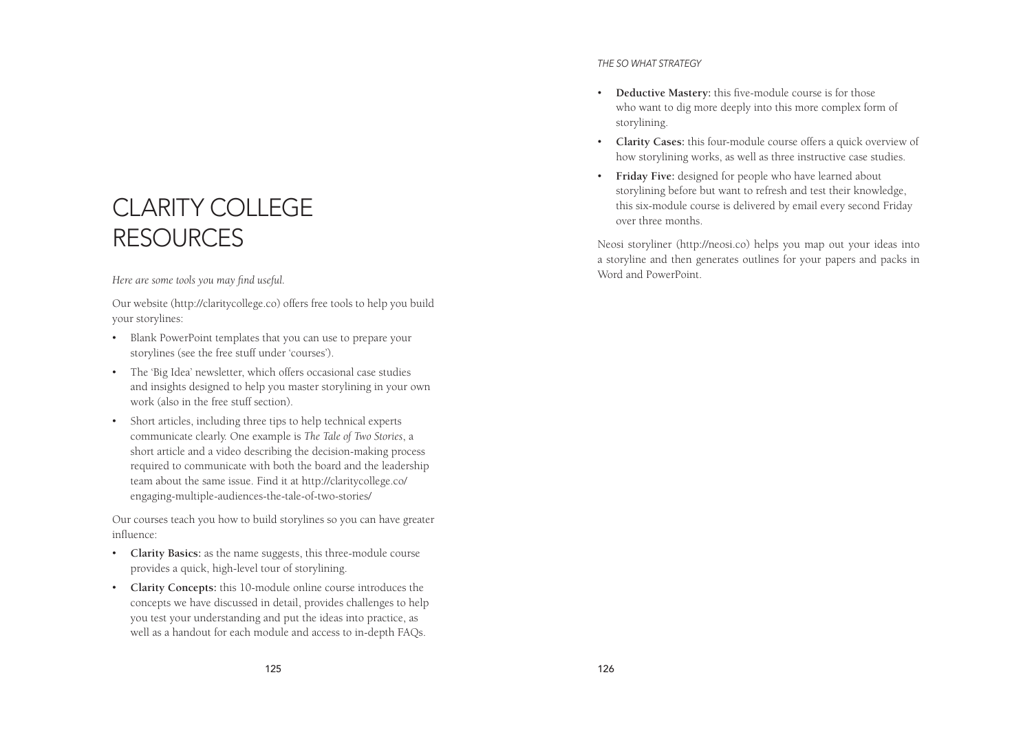# CLARITY COLLEGE RESOURCES

*Here are some tools you may find useful.*

Our website (http://claritycollege.co) offers free tools to help you build your storylines:

- Blank PowerPoint templates that you can use to prepare your storylines (see the free stuff under 'courses').
- The 'Big Idea' newsletter, which offers occasional case studies and insights designed to help you master storylining in your own work (also in the free stuff section).
- Short articles, including three tips to help technical experts communicate clearly. One example is *The Tale of Two Stories*, a short article and a video describing the decision-making process required to communicate with both the board and the leadership team about the same issue. Find it at http://claritycollege.co/engaging-multiple-audiences-the-tale-of-two-stories/

Our courses teach you how to build storylines so you can have greater influence:

- **Clarity Basics:** as the name suggests, this three-module course provides a quick, high-level tour of storylining.
- **Clarity Concepts:** this 10-module online course introduces the concepts we have discussed in detail, provides challenges to help you test your understanding and put the ideas into practice, as well as a handout for each module and access to in-depth FAQs.
- **Deductive Mastery:** this five-module course is for those who want to dig more deeply into this more complex form of storylining.
- **Clarity Cases:** this four-module course offers a quick overview of how storylining works, as well as three instructive case studies.
- **Friday Five:** designed for people who have learned about storylining before but want to refresh and test their knowledge, this six-module course is delivered by email every second Friday over three months.

Neosi storyliner (http://neosi.co) helps you map out your ideas into a storyline and then generates outlines for your papers and packs in Word and PowerPoint.